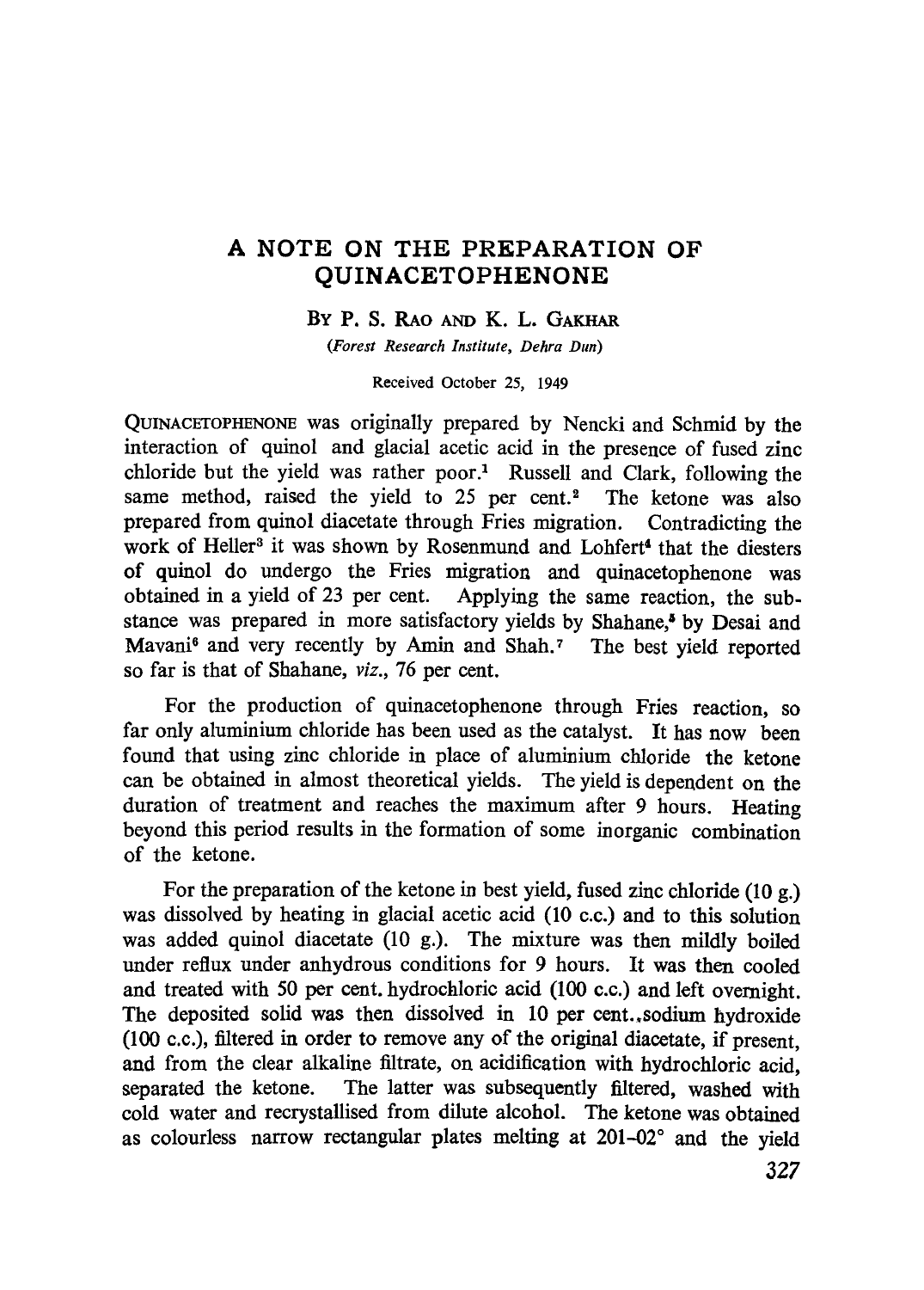# A NOTE ON THE PREPARATION OF QUINACETOPHENONE

By P. S. Rao and K. L. Gakhar

*(Forest Research Institute, Dehra Dun)*

Received October 25, 1949

Quinacetophenone was originally prepared by Nencki and Schmid by the interaction of quinol and glacial acetic acid in the presence of fused zinc chloride but the yield was rather poor.[1] Russell and Clark, following the same method, raised the yield to 25 per cent.[2] The ketone was also prepared from quinol diacetate through Fries migration. Contradicting the work of Heller[3] it was shown by Rosenmund and Lohfert[4] that the diesters of quinol do undergo the Fries migration and quinacetophenone was obtained in a yield of 23 per cent. Applying the same reaction, the substance was prepared in more satisfactory yields by Shahane,[5] by Desai and Mavani[6] and very recently by Amin and Shah.[7] The best yield reported so far is that of Shahane, *viz.*, 76 per cent.

For the production of quinacetophenone through Fries reaction, so far only aluminium chloride has been used as the catalyst. It has now been found that using zinc chloride in place of aluminium chloride the ketone can be obtained in almost theoretical yields. The yield is dependent on the duration of treatment and reaches the maximum after 9 hours. Heating beyond this period results in the formation of some inorganic combination of the ketone.

For the preparation of the ketone in best yield, fused zinc chloride (10 g.) was dissolved by heating in glacial acetic acid (10 c.c.) and to this solution was added quinol diacetate (10 g.). The mixture was then mildly boiled under reflux under anhydrous conditions for 9 hours. It was then cooled and treated with 50 per cent. hydrochloric acid (100 c.c.) and left overnight. The deposited solid was then dissolved in 10 per cent., sodium hydroxide (100 c.c.), filtered in order to remove any of the original diacetate, if present, and from the clear alkaline filtrate, on acidification with hydrochloric acid, separated the ketone. The latter was subsequently filtered, washed with cold water and recrystallised from dilute alcohol. The ketone was obtained as colourless narrow rectangular plates melting at 201–02° and the yield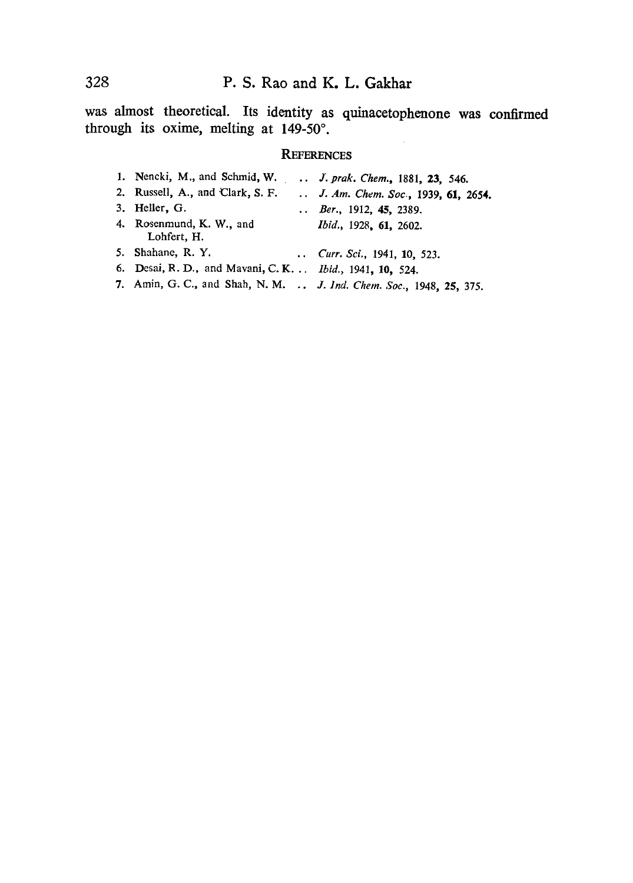was almost theoretical. Its identity as quinacetophenone was confirmed through its oxime, melting at 149-50°.

## References

1. Nencki, M., and Schmid, W. .. *J. prak. Chem.*, 1881, **23**, 546.
2. Russell, A., and Clark, S. F. .. *J. Am. Chem. Soc.*, 1939, **61**, 2654.
3. Heller, G. .. *Ber.*, 1912, **45**, 2389.
4. Rosenmund, K. W., and Lohfert, H. *Ibid.*, 1928, **61**, 2602.
5. Shahane, R. Y. .. *Curr. Sci.*, 1941, **10**, 523.
6. Desai, R. D., and Mavani, C. K. .. *Ibid.*, 1941, **10**, 524.
7. Amin, G. C., and Shah, N. M. .. *J. Ind. Chem. Soc.*, 1948, **25**, 375.